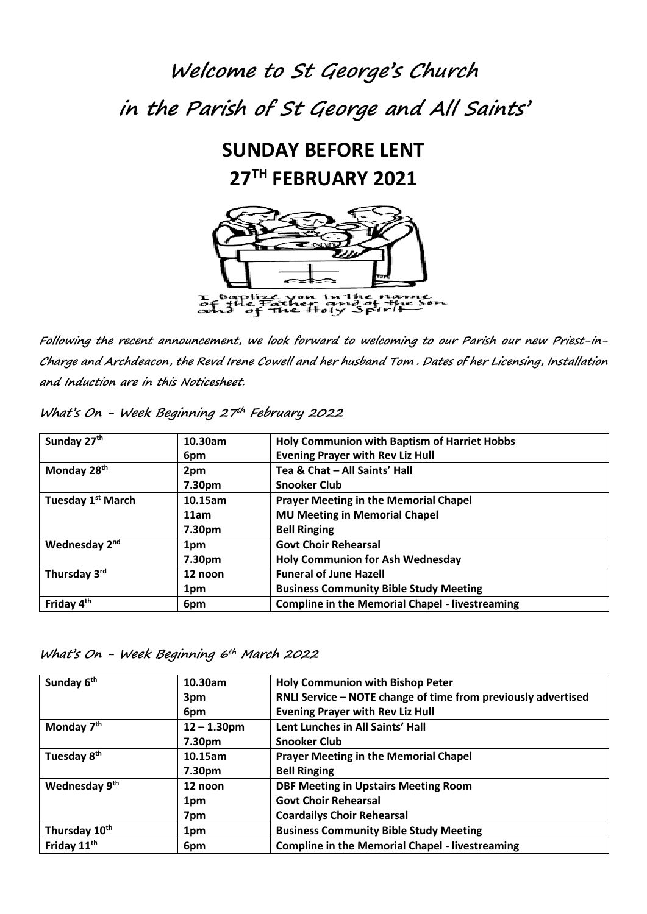# Welcome to St George's Church in the Parish of St George and All Saints'

## SUNDAY BEFORE LENT 27TH FEBRUARY 2021

I baptize you in the name of the Father and of the Son and of the Holy Spirit

*Following the recent announcement, we look forward to welcoming to our Parish our new Priest-in-Charge and Archdeacon, the Revd Irene Cowell and her husband Tom . Dates of her Licensing, Installation and Induction are in this Noticesheet.*

### What's On - Week Beginning 27th February 2022

| Day | Time | Event |
|---|---|---|
| **Sunday 27th** | **10.30am** | **Holy Communion with Baptism of Harriet Hobbs** |
| | **6pm** | **Evening Prayer with Rev Liz Hull** |
| **Monday 28th** | **2pm** | **Tea & Chat – All Saints' Hall** |
| | **7.30pm** | **Snooker Club** |
| **Tuesday 1st March** | **10.15am** | **Prayer Meeting in the Memorial Chapel** |
| | **11am** | **MU Meeting in Memorial Chapel** |
| | **7.30pm** | **Bell Ringing** |
| **Wednesday 2nd** | **1pm** | **Govt Choir Rehearsal** |
| | **7.30pm** | **Holy Communion for Ash Wednesday** |
| **Thursday 3rd** | **12 noon** | **Funeral of June Hazell** |
| | **1pm** | **Business Community Bible Study Meeting** |
| **Friday 4th** | **6pm** | **Compline in the Memorial Chapel - livestreaming** |

### What's On - Week Beginning 6th March 2022

| Day | Time | Event |
|---|---|---|
| **Sunday 6th** | **10.30am** | **Holy Communion with Bishop Peter** |
| | **3pm** | **RNLI Service – NOTE change of time from previously advertised** |
| | **6pm** | **Evening Prayer with Rev Liz Hull** |
| **Monday 7th** | **12 – 1.30pm** | **Lent Lunches in All Saints' Hall** |
| | **7.30pm** | **Snooker Club** |
| **Tuesday 8th** | **10.15am** | **Prayer Meeting in the Memorial Chapel** |
| | **7.30pm** | **Bell Ringing** |
| **Wednesday 9th** | **12 noon** | **DBF Meeting in Upstairs Meeting Room** |
| | **1pm** | **Govt Choir Rehearsal** |
| | **7pm** | **Coardailys Choir Rehearsal** |
| **Thursday 10th** | **1pm** | **Business Community Bible Study Meeting** |
| **Friday 11th** | **6pm** | **Compline in the Memorial Chapel - livestreaming** |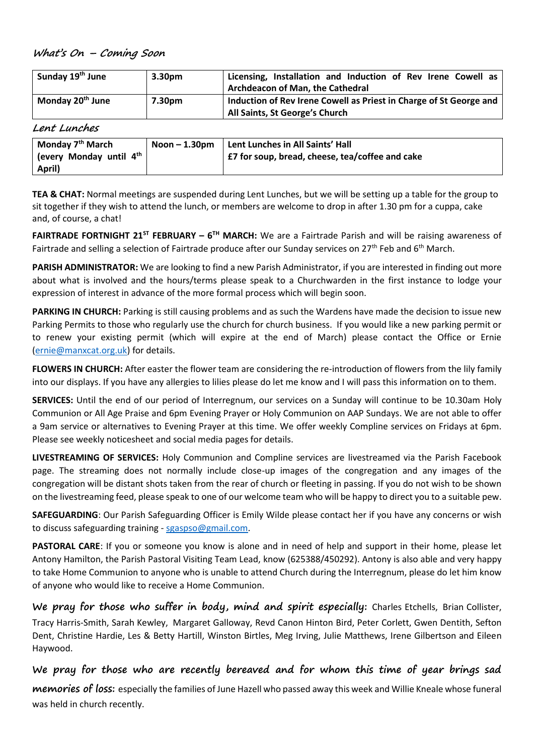## *What's On – Coming Soon*

| | | |
|---|---|---|
| **Sunday 19th June** | **3.30pm** | **Licensing, Installation and Induction of Rev Irene Cowell as Archdeacon of Man, the Cathedral** |
| **Monday 20th June** | **7.30pm** | **Induction of Rev Irene Cowell as Priest in Charge of St George and All Saints, St George's Church** |

## *Lent Lunches*

| | | |
|---|---|---|
| **Monday 7th March (every Monday until 4th April)** | **Noon – 1.30pm** | **Lent Lunches in All Saints' Hall** **£7 for soup, bread, cheese, tea/coffee and cake** |

**TEA & CHAT:** Normal meetings are suspended during Lent Lunches, but we will be setting up a table for the group to sit together if they wish to attend the lunch, or members are welcome to drop in after 1.30 pm for a cuppa, cake and, of course, a chat!

**FAIRTRADE FORTNIGHT 21ST FEBRUARY – 6TH MARCH:** We are a Fairtrade Parish and will be raising awareness of Fairtrade and selling a selection of Fairtrade produce after our Sunday services on 27th Feb and 6th March.

**PARISH ADMINISTRATOR:** We are looking to find a new Parish Administrator, if you are interested in finding out more about what is involved and the hours/terms please speak to a Churchwarden in the first instance to lodge your expression of interest in advance of the more formal process which will begin soon.

**PARKING IN CHURCH:** Parking is still causing problems and as such the Wardens have made the decision to issue new Parking Permits to those who regularly use the church for church business. If you would like a new parking permit or to renew your existing permit (which will expire at the end of March) please contact the Office or Ernie (ernie@manxcat.org.uk) for details.

**FLOWERS IN CHURCH:** After easter the flower team are considering the re-introduction of flowers from the lily family into our displays. If you have any allergies to lilies please do let me know and I will pass this information on to them.

**SERVICES:** Until the end of our period of Interregnum, our services on a Sunday will continue to be 10.30am Holy Communion or All Age Praise and 6pm Evening Prayer or Holy Communion on AAP Sundays. We are not able to offer a 9am service or alternatives to Evening Prayer at this time. We offer weekly Compline services on Fridays at 6pm. Please see weekly noticesheet and social media pages for details.

**LIVESTREAMING OF SERVICES:** Holy Communion and Compline services are livestreamed via the Parish Facebook page. The streaming does not normally include close-up images of the congregation and any images of the congregation will be distant shots taken from the rear of church or fleeting in passing. If you do not wish to be shown on the livestreaming feed, please speak to one of our welcome team who will be happy to direct you to a suitable pew.

**SAFEGUARDING**: Our Parish Safeguarding Officer is Emily Wilde please contact her if you have any concerns or wish to discuss safeguarding training - sgaspso@gmail.com.

**PASTORAL CARE**: If you or someone you know is alone and in need of help and support in their home, please let Antony Hamilton, the Parish Pastoral Visiting Team Lead, know (625388/450292). Antony is also able and very happy to take Home Communion to anyone who is unable to attend Church during the Interregnum, please do let him know of anyone who would like to receive a Home Communion.

***We pray for those who suffer in body, mind and spirit especially:*** Charles Etchells, Brian Collister, Tracy Harris-Smith, Sarah Kewley, Margaret Galloway, Revd Canon Hinton Bird, Peter Corlett, Gwen Dentith, Sefton Dent, Christine Hardie, Les & Betty Hartill, Winston Birtles, Meg Irving, Julie Matthews, Irene Gilbertson and Eileen Haywood.

***We pray for those who are recently bereaved and for whom this time of year brings sad memories of loss:*** especially the families of June Hazell who passed away this week and Willie Kneale whose funeral was held in church recently.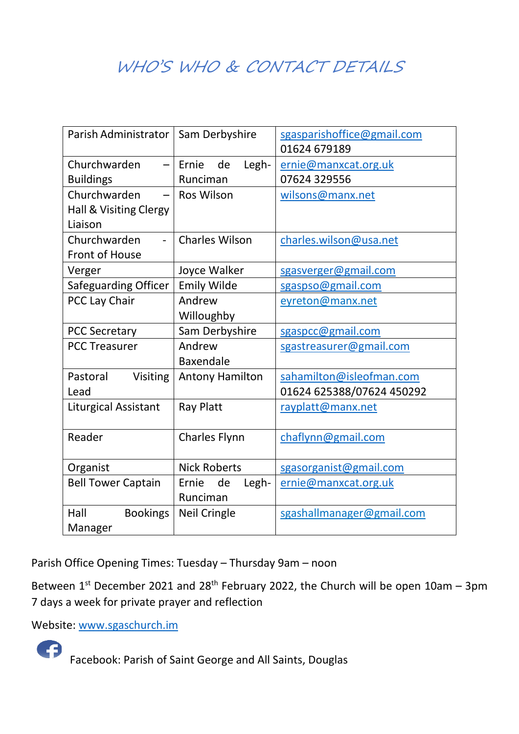# WHO'S WHO & CONTACT DETAILS

| | | |
|---|---|---|
| Parish Administrator | Sam Derbyshire | sgasparishoffice@gmail.com 01624 679189 |
| Churchwarden – Buildings | Ernie de Legh-Runciman | ernie@manxcat.org.uk 07624 329556 |
| Churchwarden – Hall & Visiting Clergy Liaison | Ros Wilson | wilsons@manx.net |
| Churchwarden - Front of House | Charles Wilson | charles.wilson@usa.net |
| Verger | Joyce Walker | sgasverger@gmail.com |
| Safeguarding Officer | Emily Wilde | sgaspso@gmail.com |
| PCC Lay Chair | Andrew Willoughby | eyreton@manx.net |
| PCC Secretary | Sam Derbyshire | sgaspcc@gmail.com |
| PCC Treasurer | Andrew Baxendale | sgastreasurer@gmail.com |
| Pastoral Visiting Lead | Antony Hamilton | sahamilton@isleofman.com 01624 625388/07624 450292 |
| Liturgical Assistant | Ray Platt | rayplatt@manx.net |
| Reader | Charles Flynn | chaflynn@gmail.com |
| Organist | Nick Roberts | sgasorganist@gmail.com |
| Bell Tower Captain | Ernie de Legh-Runciman | ernie@manxcat.org.uk |
| Hall Bookings Manager | Neil Cringle | sgashallmanager@gmail.com |

Parish Office Opening Times: Tuesday – Thursday 9am – noon

Between 1st December 2021 and 28th February 2022, the Church will be open 10am – 3pm 7 days a week for private prayer and reflection

Website: www.sgaschurch.im

Facebook: Parish of Saint George and All Saints, Douglas